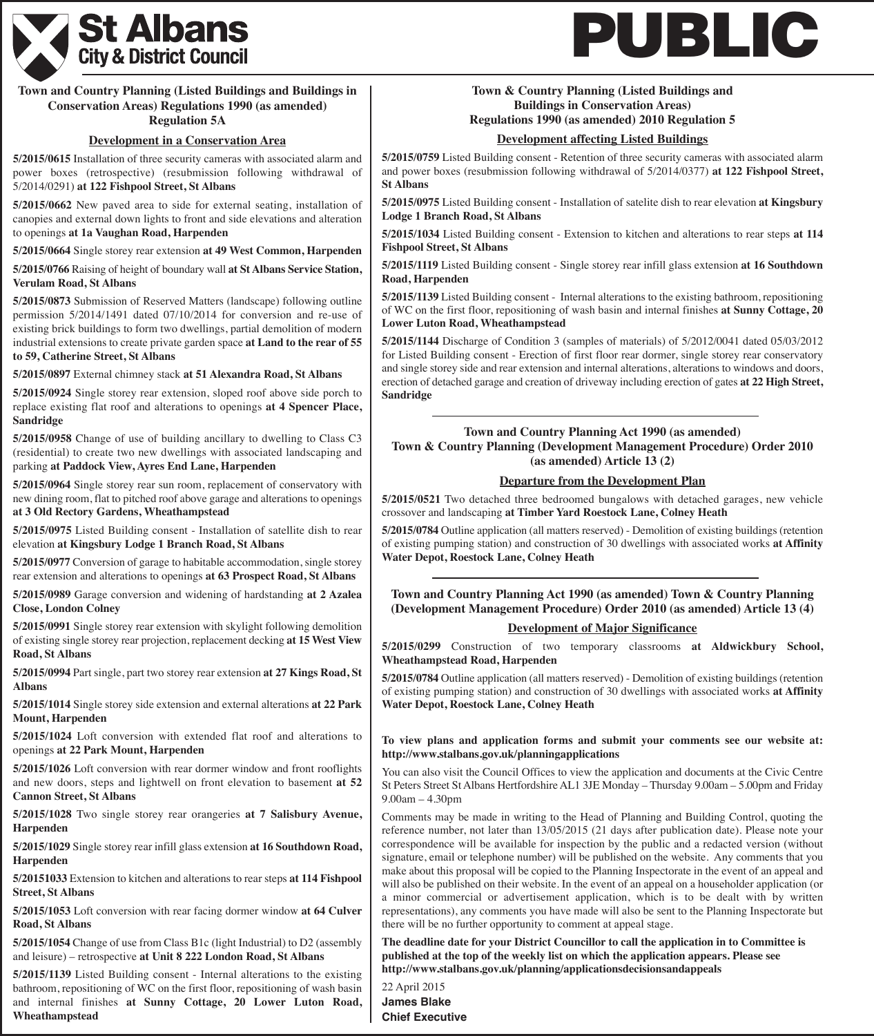# St Albans City & District Council

# PUBLIC

### Town and Country Planning (Listed Buildings and Buildings in Conservation Areas) Regulations 1990 (as amended) Regulation 5A

**Development in a Conservation Area**

**5/2015/0615** Installation of three security cameras with associated alarm and power boxes (retrospective) (resubmission following withdrawal of 5/2014/0291) **at 122 Fishpool Street, St Albans**

**5/2015/0662** New paved area to side for external seating, installation of canopies and external down lights to front and side elevations and alteration to openings **at 1a Vaughan Road, Harpenden**

**5/2015/0664** Single storey rear extension **at 49 West Common, Harpenden**

**5/2015/0766** Raising of height of boundary wall **at St Albans Service Station, Verulam Road, St Albans**

**5/2015/0873** Submission of Reserved Matters (landscape) following outline permission 5/2014/1491 dated 07/10/2014 for conversion and re-use of existing brick buildings to form two dwellings, partial demolition of modern industrial extensions to create private garden space **at Land to the rear of 55 to 59, Catherine Street, St Albans**

**5/2015/0897** External chimney stack **at 51 Alexandra Road, St Albans**

**5/2015/0924** Single storey rear extension, sloped roof above side porch to replace existing flat roof and alterations to openings **at 4 Spencer Place, Sandridge**

**5/2015/0958** Change of use of building ancillary to dwelling to Class C3 (residential) to create two new dwellings with associated landscaping and parking **at Paddock View, Ayres End Lane, Harpenden**

**5/2015/0964** Single storey rear sun room, replacement of conservatory with new dining room, flat to pitched roof above garage and alterations to openings **at 3 Old Rectory Gardens, Wheathampstead**

**5/2015/0975** Listed Building consent - Installation of satellite dish to rear elevation **at Kingsbury Lodge 1 Branch Road, St Albans**

**5/2015/0977** Conversion of garage to habitable accommodation, single storey rear extension and alterations to openings **at 63 Prospect Road, St Albans**

**5/2015/0989** Garage conversion and widening of hardstanding **at 2 Azalea Close, London Colney**

**5/2015/0991** Single storey rear extension with skylight following demolition of existing single storey rear projection, replacement decking **at 15 West View Road, St Albans**

**5/2015/0994** Part single, part two storey rear extension **at 27 Kings Road, St Albans**

**5/2015/1014** Single storey side extension and external alterations **at 22 Park Mount, Harpenden**

**5/2015/1024** Loft conversion with extended flat roof and alterations to openings **at 22 Park Mount, Harpenden**

**5/2015/1026** Loft conversion with rear dormer window and front rooflights and new doors, steps and lightwell on front elevation to basement **at 52 Cannon Street, St Albans**

**5/2015/1028** Two single storey rear orangeries **at 7 Salisbury Avenue, Harpenden**

**5/2015/1029** Single storey rear infill glass extension **at 16 Southdown Road, Harpenden**

**5/20151033** Extension to kitchen and alterations to rear steps **at 114 Fishpool Street, St Albans**

**5/2015/1053** Loft conversion with rear facing dormer window **at 64 Culver Road, St Albans**

**5/2015/1054** Change of use from Class B1c (light Industrial) to D2 (assembly and leisure) – retrospective **at Unit 8 222 London Road, St Albans**

**5/2015/1139** Listed Building consent - Internal alterations to the existing bathroom, repositioning of WC on the first floor, repositioning of wash basin and internal finishes **at Sunny Cottage, 20 Lower Luton Road, Wheathampstead**

### Town & Country Planning (Listed Buildings and Buildings in Conservation Areas) Regulations 1990 (as amended) 2010 Regulation 5

**Development affecting Listed Buildings**

**5/2015/0759** Listed Building consent - Retention of three security cameras with associated alarm and power boxes (resubmission following withdrawal of 5/2014/0377) **at 122 Fishpool Street, St Albans**

**5/2015/0975** Listed Building consent - Installation of satelite dish to rear elevation **at Kingsbury Lodge 1 Branch Road, St Albans**

**5/2015/1034** Listed Building consent - Extension to kitchen and alterations to rear steps **at 114 Fishpool Street, St Albans**

**5/2015/1119** Listed Building consent - Single storey rear infill glass extension **at 16 Southdown Road, Harpenden**

**5/2015/1139** Listed Building consent - Internal alterations to the existing bathroom, repositioning of WC on the first floor, repositioning of wash basin and internal finishes **at Sunny Cottage, 20 Lower Luton Road, Wheathampstead**

**5/2015/1144** Discharge of Condition 3 (samples of materials) of 5/2012/0041 dated 05/03/2012 for Listed Building consent - Erection of first floor rear dormer, single storey rear conservatory and single storey side and rear extension and internal alterations, alterations to windows and doors, erection of detached garage and creation of driveway including erection of gates **at 22 High Street, Sandridge**

### Town and Country Planning Act 1990 (as amended) Town & Country Planning (Development Management Procedure) Order 2010 (as amended) Article 13 (2)

**Departure from the Development Plan**

**5/2015/0521** Two detached three bedroomed bungalows with detached garages, new vehicle crossover and landscaping **at Timber Yard Roestock Lane, Colney Heath**

**5/2015/0784** Outline application (all matters reserved) - Demolition of existing buildings (retention of existing pumping station) and construction of 30 dwellings with associated works **at Affinity Water Depot, Roestock Lane, Colney Heath**

### Town and Country Planning Act 1990 (as amended) Town & Country Planning (Development Management Procedure) Order 2010 (as amended) Article 13 (4)

**Development of Major Significance**

**5/2015/0299** Construction of two temporary classrooms **at Aldwickbury School, Wheathampstead Road, Harpenden**

**5/2015/0784** Outline application (all matters reserved) - Demolition of existing buildings (retention of existing pumping station) and construction of 30 dwellings with associated works **at Affinity Water Depot, Roestock Lane, Colney Heath**

**To view plans and application forms and submit your comments see our website at: http://www.stalbans.gov.uk/planningapplications**

You can also visit the Council Offices to view the application and documents at the Civic Centre St Peters Street St Albans Hertfordshire AL1 3JE Monday – Thursday 9.00am – 5.00pm and Friday 9.00am – 4.30pm

Comments may be made in writing to the Head of Planning and Building Control, quoting the reference number, not later than 13/05/2015 (21 days after publication date). Please note your correspondence will be available for inspection by the public and a redacted version (without signature, email or telephone number) will be published on the website. Any comments that you make about this proposal will be copied to the Planning Inspectorate in the event of an appeal and will also be published on their website. In the event of an appeal on a householder application (or a minor commercial or advertisement application, which is to be dealt with by written representations), any comments you have made will also be sent to the Planning Inspectorate but there will be no further opportunity to comment at appeal stage.

**The deadline date for your District Councillor to call the application in to Committee is published at the top of the weekly list on which the application appears. Please see http://www.stalbans.gov.uk/planning/applicationsdecisionsandappeals**

22 April 2015

**James Blake**
**Chief Executive**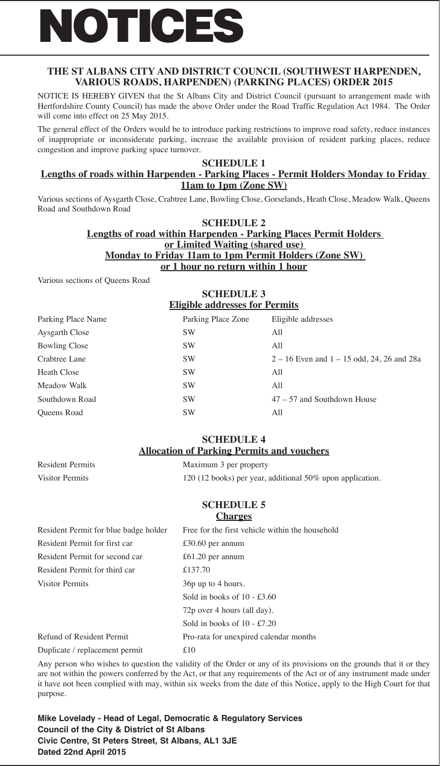# NOTICES

## THE ST ALBANS CITY AND DISTRICT COUNCIL (SOUTHWEST HARPENDEN, VARIOUS ROADS, HARPENDEN) (PARKING PLACES) ORDER 2015

NOTICE IS HEREBY GIVEN that the St Albans City and District Council (pursuant to arrangement made with Hertfordshire County Council) has made the above Order under the Road Traffic Regulation Act 1984. The Order will come into effect on 25 May 2015.

The general effect of the Orders would be to introduce parking restrictions to improve road safety, reduce instances of inappropriate or inconsiderate parking, increase the available provision of resident parking places, reduce congestion and improve parking space turnover.

### SCHEDULE 1
**Lengths of roads within Harpenden - Parking Places - Permit Holders Monday to Friday 11am to 1pm (Zone SW)**

Various sections of Aysgarth Close, Crabtree Lane, Bowling Close, Gorselands, Heath Close, Meadow Walk, Queens Road and Southdown Road

### SCHEDULE 2
**Lengths of road within Harpenden - Parking Places Permit Holders or Limited Waiting (shared use) Monday to Friday 11am to 1pm Permit Holders (Zone SW) or 1 hour no return within 1 hour**

Various sections of Queens Road

### SCHEDULE 3
**Eligible addresses for Permits**

| Parking Place Name | Parking Place Zone | Eligible addresses |
|---|---|---|
| Aysgarth Close | SW | All |
| Bowling Close | SW | All |
| Crabtree Lane | SW | 2 – 16 Even and 1 – 15 odd, 24, 26 and 28a |
| Heath Close | SW | All |
| Meadow Walk | SW | All |
| Southdown Road | SW | 47 – 57 and Southdown House |
| Queens Road | SW | All |

### SCHEDULE 4
**Allocation of Parking Permits and vouchers**

| | |
|---|---|
| Resident Permits | Maximum 3 per property |
| Visitor Permits | 120 (12 books) per year, additional 50% upon application. |

### SCHEDULE 5
**Charges**

| | |
|---|---|
| Resident Permit for blue badge holder | Free for the first vehicle within the household |
| Resident Permit for first car | £30.60 per annum |
| Resident Permit for second car | £61.20 per annum |
| Resident Permit for third car | £137.70 |
| Visitor Permits | 36p up to 4 hours. |
| | Sold in books of 10 - £3.60 |
| | 72p over 4 hours (all day). |
| | Sold in books of 10 - £7.20 |
| Refund of Resident Permit | Pro-rata for unexpired calendar months |
| Duplicate / replacement permit | £10 |

Any person who wishes to question the validity of the Order or any of its provisions on the grounds that it or they are not within the powers conferred by the Act, or that any requirements of the Act or of any instrument made under it have not been complied with may, within six weeks from the date of this Notice, apply to the High Court for that purpose.

**Mike Lovelady - Head of Legal, Democratic & Regulatory Services**
**Council of the City & District of St Albans**
**Civic Centre, St Peters Street, St Albans, AL1 3JE**
**Dated 22nd April 2015**